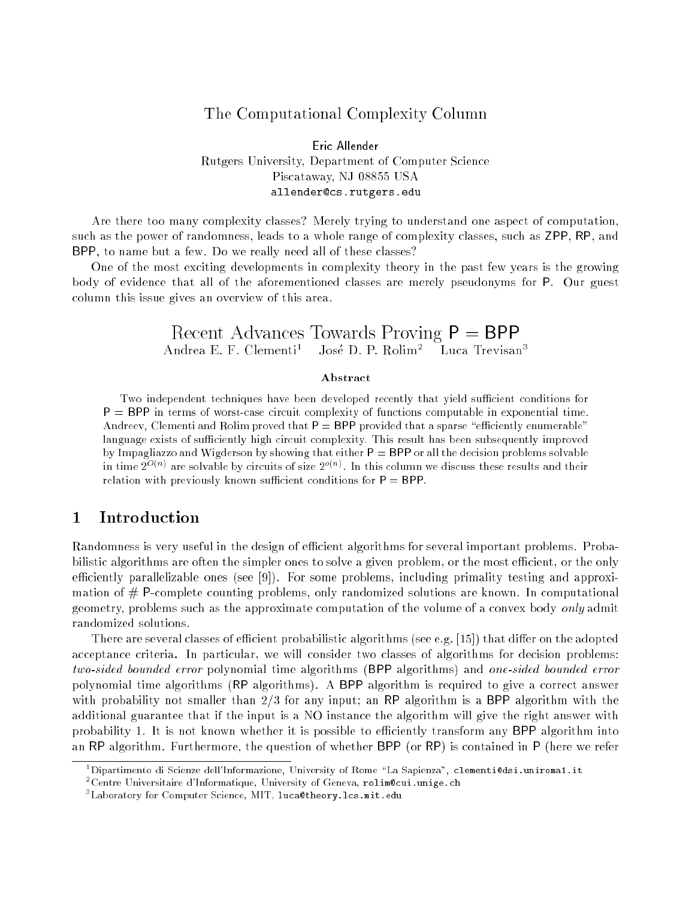# The Computational Complexity Column

Eric Allender
Rutgers University, Department of Computer Science
Piscataway, NJ 08855 USA
allender@cs.rutgers.edu

Are there too many complexity classes? Merely trying to understand one aspect of computation, such as the power of randomness, leads to a whole range of complexity classes, such as ZPP, RP, and BPP, to name but a few. Do we really need all of these classes?

One of the most exciting developments in complexity theory in the past few years is the growing body of evidence that all of the aforementioned classes are merely pseudonyms for P. Our guest column this issue gives an overview of this area.

# Recent Advances Towards Proving P = BPP

Andrea E. F. Clementi[1] José D. P. Rolim[2] Luca Trevisan[3]

**Abstract**

Two independent techniques have been developed recently that yield sufficient conditions for P = BPP in terms of worst-case circuit complexity of functions computable in exponential time. Andreev, Clementi and Rolim proved that P = BPP provided that a sparse "efficiently enumerable" language exists of sufficiently high circuit complexity. This result has been subsequently improved by Impagliazzo and Wigderson by showing that either P = BPP or all the decision problems solvable in time $2^{O(n)}$ are solvable by circuits of size $2^{o(n)}$. In this column we discuss these results and their relation with previously known sufficient conditions for P = BPP.

## 1 Introduction

Randomness is very useful in the design of efficient algorithms for several important problems. Probabilistic algorithms are often the simpler ones to solve a given problem, or the most efficient, or the only efficiently parallelizable ones (see [9]). For some problems, including primality testing and approximation of # P-complete counting problems, only randomized solutions are known. In computational geometry, problems such as the approximate computation of the volume of a convex body *only* admit randomized solutions.

There are several classes of efficient probabilistic algorithms (see e.g. [15]) that differ on the adopted acceptance criteria. In particular, we will consider two classes of algorithms for decision problems: *two-sided bounded error* polynomial time algorithms (BPP algorithms) and *one-sided bounded error* polynomial time algorithms (RP algorithms). A BPP algorithm is required to give a correct answer with probability not smaller than 2/3 for any input; an RP algorithm is a BPP algorithm with the additional guarantee that if the input is a NO instance the algorithm will give the right answer with probability 1. It is not known whether it is possible to efficiently transform any BPP algorithm into an RP algorithm. Furthermore, the question of whether BPP (or RP) is contained in P (here we refer

[1] Dipartimento di Scienze dell'Informazione, University of Rome "La Sapienza", clementi@dsi.uniroma1.it

[2] Centre Universitaire d'Informatique, University of Geneva, rolim@cui.unige.ch

[3] Laboratory for Computer Science, MIT, luca@theory.lcs.mit.edu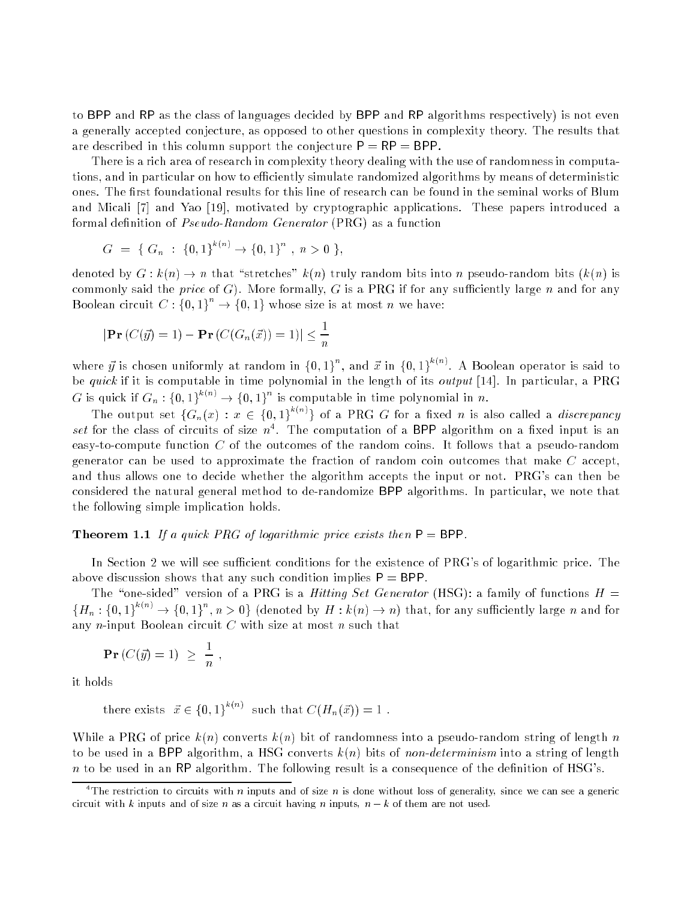to BPP and RP as the class of languages decided by BPP and RP algorithms respectively) is not even a generally accepted conjecture, as opposed to other questions in complexity theory. The results that are described in this column support the conjecture P = RP = BPP.

There is a rich area of research in complexity theory dealing with the use of randomness in computations, and in particular on how to efficiently simulate randomized algorithms by means of deterministic ones. The first foundational results for this line of research can be found in the seminal works of Blum and Micali [7] and Yao [19], motivated by cryptographic applications. These papers introduced a formal definition of *Pseudo-Random Generator* (PRG) as a function

$$G \ = \ \{ \ G_n \ : \ \{0,1\}^{k(n)} \rightarrow \{0,1\}^n \ , \ n > 0 \ \},$$

denoted by $G : k(n) \rightarrow n$ that "stretches" $k(n)$ truly random bits into $n$ pseudo-random bits ($k(n)$ is commonly said the *price* of $G$). More formally, $G$ is a PRG if for any sufficiently large $n$ and for any Boolean circuit $C : \{0,1\}^n \rightarrow \{0,1\}$ whose size is at most $n$ we have:

$$|\mathbf{Pr}\left(C(\vec{y}) = 1\right) - \mathbf{Pr}\left(C(G_n(\vec{x})) = 1\right)| \leq \frac{1}{n}$$

where $\vec{y}$ is chosen uniformly at random in $\{0,1\}^n$, and $\vec{x}$ in $\{0,1\}^{k(n)}$. A Boolean operator is said to be *quick* if it is computable in time polynomial in the length of its *output* [14]. In particular, a PRG $G$ is quick if $G_n : \{0,1\}^{k(n)} \rightarrow \{0,1\}^n$ is computable in time polynomial in $n$.

The output set $\{G_n(x) : x \in \{0,1\}^{k(n)}\}$ of a PRG $G$ for a fixed $n$ is also called a *discrepancy set* for the class of circuits of size $n$[4]. The computation of a BPP algorithm on a fixed input is an easy-to-compute function $C$ of the outcomes of the random coins. It follows that a pseudo-random generator can be used to approximate the fraction of random coin outcomes that make $C$ accept, and thus allows one to decide whether the algorithm accepts the input or not. PRG's can then be considered the natural general method to de-randomize BPP algorithms. In particular, we note that the following simple implication holds.

**Theorem 1.1** *If a quick PRG of logarithmic price exists then* P = BPP.

In Section 2 we will see sufficient conditions for the existence of PRG's of logarithmic price. The above discussion shows that any such condition implies P = BPP.

The "one-sided" version of a PRG is a *Hitting Set Generator* (HSG): a family of functions $H = \{H_n : \{0,1\}^{k(n)} \rightarrow \{0,1\}^n, n > 0\}$ (denoted by $H : k(n) \rightarrow n$) that, for any sufficiently large $n$ and for any $n$-input Boolean circuit $C$ with size at most $n$ such that

$$\mathbf{Pr}\left(C(\vec{y}) = 1\right) \ \geq \ \frac{1}{n} \ ,$$

it holds

$$\text{there exists} \ \ \vec{x} \in \{0,1\}^{k(n)} \ \ \text{such that} \ C(H_n(\vec{x})) = 1 \ .$$

While a PRG of price $k(n)$ converts $k(n)$ bit of randomness into a pseudo-random string of length $n$ to be used in a BPP algorithm, a HSG converts $k(n)$ bits of *non-determinism* into a string of length $n$ to be used in an RP algorithm. The following result is a consequence of the definition of HSG's.

[4] The restriction to circuits with $n$ inputs and of size $n$ is done without loss of generality, since we can see a generic circuit with $k$ inputs and of size $n$ as a circuit having $n$ inputs, $n - k$ of them are not used.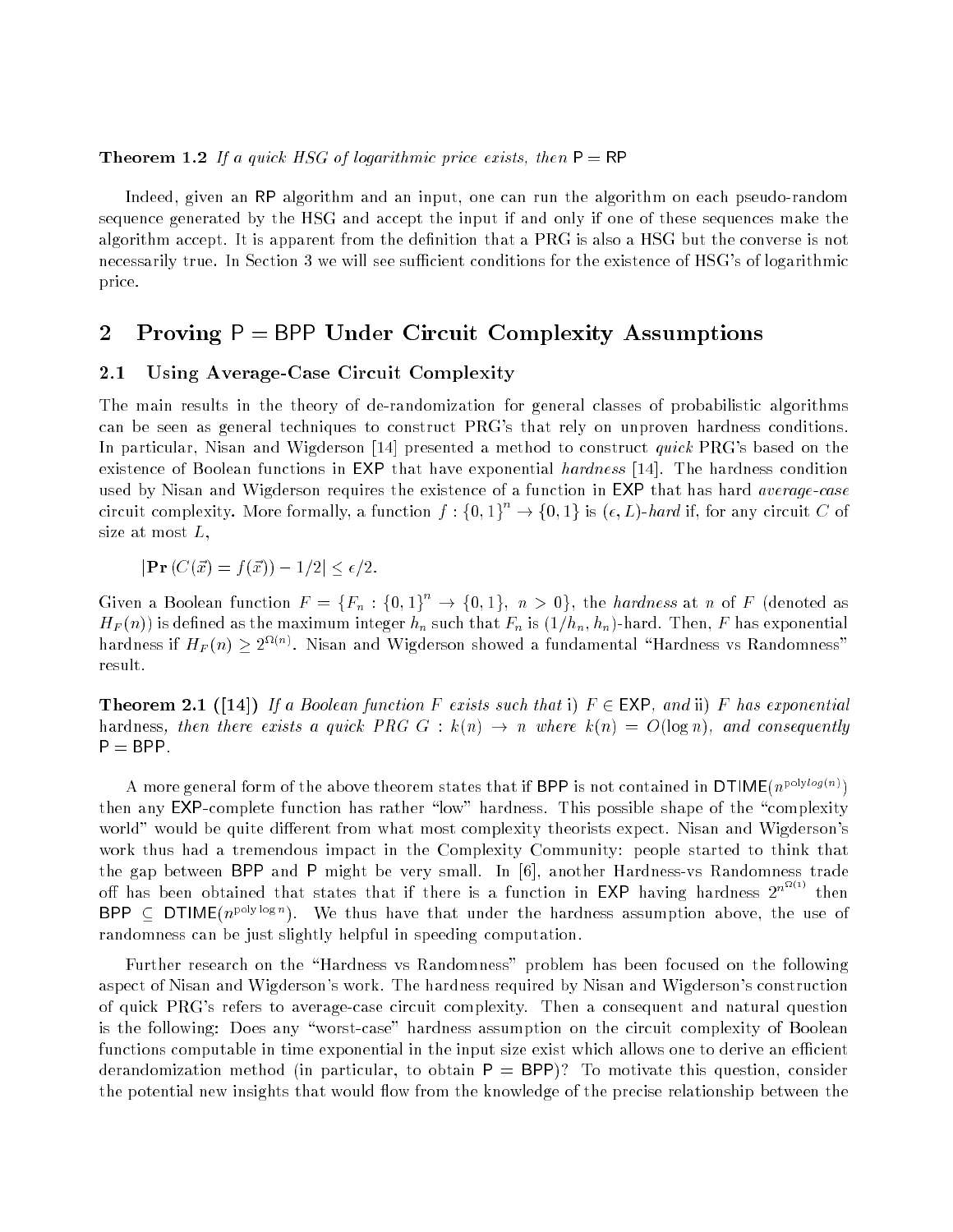**Theorem 1.2** *If a quick HSG of logarithmic price exists, then* P = RP

Indeed, given an RP algorithm and an input, one can run the algorithm on each pseudo-random sequence generated by the HSG and accept the input if and only if one of these sequences make the algorithm accept. It is apparent from the definition that a PRG is also a HSG but the converse is not necessarily true. In Section 3 we will see sufficient conditions for the existence of HSG's of logarithmic price.

## 2 Proving P = BPP Under Circuit Complexity Assumptions

### 2.1 Using Average-Case Circuit Complexity

The main results in the theory of de-randomization for general classes of probabilistic algorithms can be seen as general techniques to construct PRG's that rely on unproven hardness conditions. In particular, Nisan and Wigderson [14] presented a method to construct *quick* PRG's based on the existence of Boolean functions in EXP that have exponential *hardness* [14]. The hardness condition used by Nisan and Wigderson requires the existence of a function in EXP that has hard *average-case* circuit complexity. More formally, a function $f : \{0,1\}^n \rightarrow \{0,1\}$ is $(\epsilon, L)$-*hard* if, for any circuit $C$ of size at most $L$,

$$|\mathbf{Pr}(C(\vec{x}) = f(\vec{x})) - 1/2| \leq \epsilon/2.$$

Given a Boolean function $F = \{F_n : \{0,1\}^n \rightarrow \{0,1\},\ n > 0\}$, the *hardness* at $n$ of $F$ (denoted as $H_F(n)$) is defined as the maximum integer $h_n$ such that $F_n$ is $(1/h_n, h_n)$-hard. Then, $F$ has exponential hardness if $H_F(n) \geq 2^{\Omega(n)}$. Nisan and Wigderson showed a fundamental "Hardness vs Randomness" result.

**Theorem 2.1 ([14])** *If a Boolean function $F$ exists such that* i) *$F \in$ EXP, and* ii) *$F$ has exponential* hardness, *then there exists a quick PRG $G : k(n) \rightarrow n$ where $k(n) = O(\log n)$, and consequently* P = BPP.

A more general form of the above theorem states that if BPP is not contained in $\mathsf{DTIME}(n^{\text{poly}log(n)})$ then any EXP-complete function has rather "low" hardness. This possible shape of the "complexity world" would be quite different from what most complexity theorists expect. Nisan and Wigderson's work thus had a tremendous impact in the Complexity Community: people started to think that the gap between BPP and P might be very small. In [6], another Hardness-vs Randomness trade off has been obtained that states that if there is a function in EXP having hardness $2^{n^{\Omega(1)}}$ then BPP $\subseteq$ $\mathsf{DTIME}(n^{\text{poly}\log n})$. We thus have that under the hardness assumption above, the use of randomness can be just slightly helpful in speeding computation.

Further research on the "Hardness vs Randomness" problem has been focused on the following aspect of Nisan and Wigderson's work. The hardness required by Nisan and Wigderson's construction of quick PRG's refers to average-case circuit complexity. Then a consequent and natural question is the following: Does any "worst-case" hardness assumption on the circuit complexity of Boolean functions computable in time exponential in the input size exist which allows one to derive an efficient derandomization method (in particular, to obtain P = BPP)? To motivate this question, consider the potential new insights that would flow from the knowledge of the precise relationship between the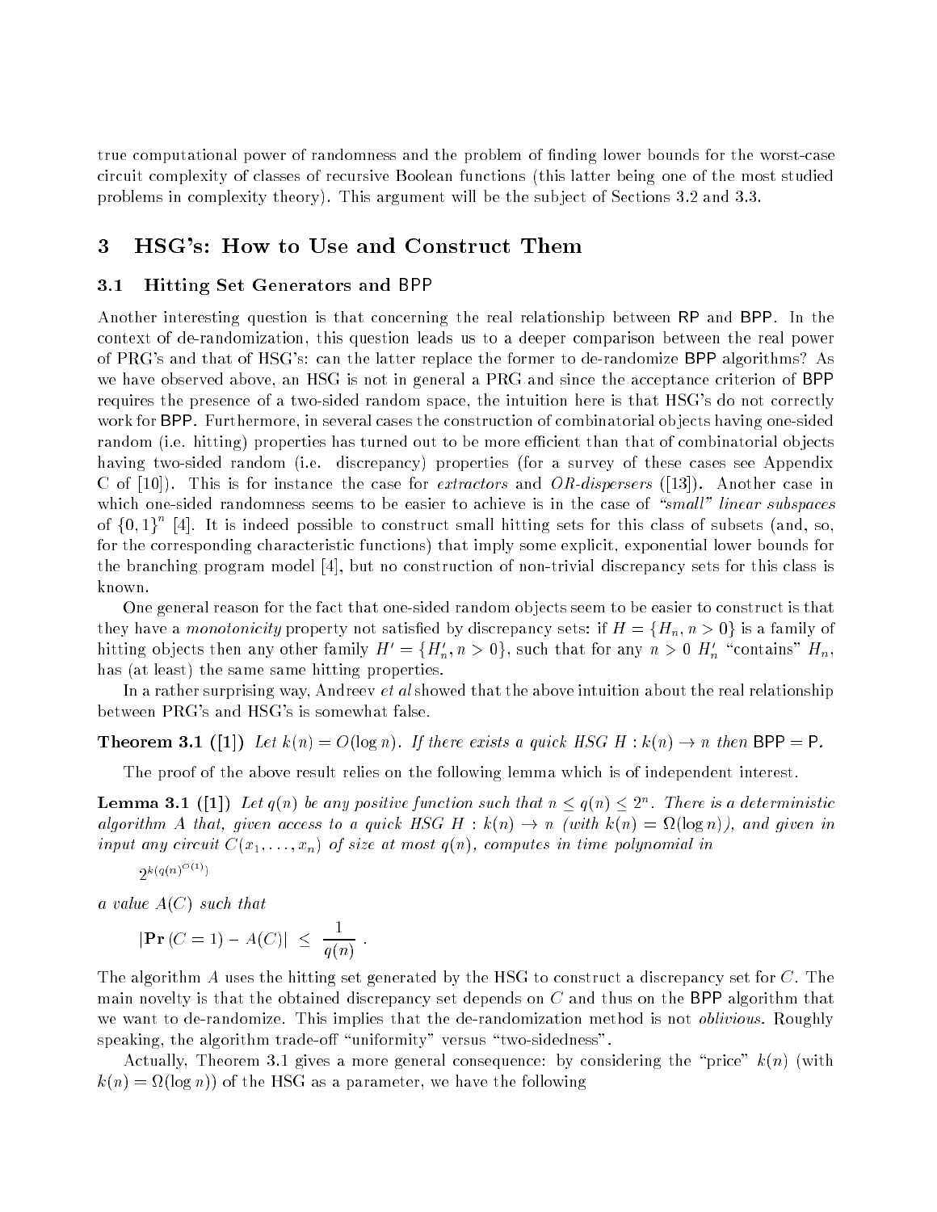true computational power of randomness and the problem of finding lower bounds for the worst-case circuit complexity of classes of recursive Boolean functions (this latter being one of the most studied problems in complexity theory). This argument will be the subject of Sections 3.2 and 3.3.

# 3 HSG's: How to Use and Construct Them

## 3.1 Hitting Set Generators and BPP

Another interesting question is that concerning the real relationship between RP and BPP. In the context of de-randomization, this question leads us to a deeper comparison between the real power of PRG's and that of HSG's: can the latter replace the former to de-randomize BPP algorithms? As we have observed above, an HSG is not in general a PRG and since the acceptance criterion of BPP requires the presence of a two-sided random space, the intuition here is that HSG's do not correctly work for BPP. Furthermore, in several cases the construction of combinatorial objects having one-sided random (i.e. hitting) properties has turned out to be more efficient than that of combinatorial objects having two-sided random (i.e. discrepancy) properties (for a survey of these cases see Appendix C of [10]). This is for instance the case for *extractors* and *OR-dispersers* ([13]). Another case in which one-sided randomness seems to be easier to achieve is in the case of *"small" linear subspaces* of $\{0,1\}^n$ [4]. It is indeed possible to construct small hitting sets for this class of subsets (and, so, for the corresponding characteristic functions) that imply some explicit, exponential lower bounds for the branching program model [4], but no construction of non-trivial discrepancy sets for this class is known.

One general reason for the fact that one-sided random objects seem to be easier to construct is that they have a *monotonicity* property not satisfied by discrepancy sets: if $H = \{H_n, n > 0\}$ is a family of hitting objects then any other family $H' = \{H'_n, n > 0\}$, such that for any $n > 0$ $H'_n$ "contains" $H_n$, has (at least) the same same hitting properties.

In a rather surprising way, Andreev *et al* showed that the above intuition about the real relationship between PRG's and HSG's is somewhat false.

**Theorem 3.1 ([1])** *Let $k(n) = O(\log n)$. If there exists a quick HSG $H : k(n) \to n$ then* BPP = P.

The proof of the above result relies on the following lemma which is of independent interest.

**Lemma 3.1 ([1])** *Let $q(n)$ be any positive function such that $n \le q(n) \le 2^n$. There is a deterministic algorithm $A$ that, given access to a quick HSG $H : k(n) \to n$ (with $k(n) = \Omega(\log n)$), and given in input any circuit $C(x_1, \ldots, x_n)$ of size at most $q(n)$, computes in time polynomial in*

$$2^{k(q(n)^{O(1)})}$$

*a value $A(C)$ such that*

$$|\mathbf{Pr}\,(C = 1) - A(C)| \le \frac{1}{q(n)} .$$

The algorithm $A$ uses the hitting set generated by the HSG to construct a discrepancy set for $C$. The main novelty is that the obtained discrepancy set depends on $C$ and thus on the BPP algorithm that we want to de-randomize. This implies that the de-randomization method is not *oblivious*. Roughly speaking, the algorithm trade-off "uniformity" versus "two-sidedness".

Actually, Theorem 3.1 gives a more general consequence: by considering the "price" $k(n)$ (with $k(n) = \Omega(\log n)$) of the HSG as a parameter, we have the following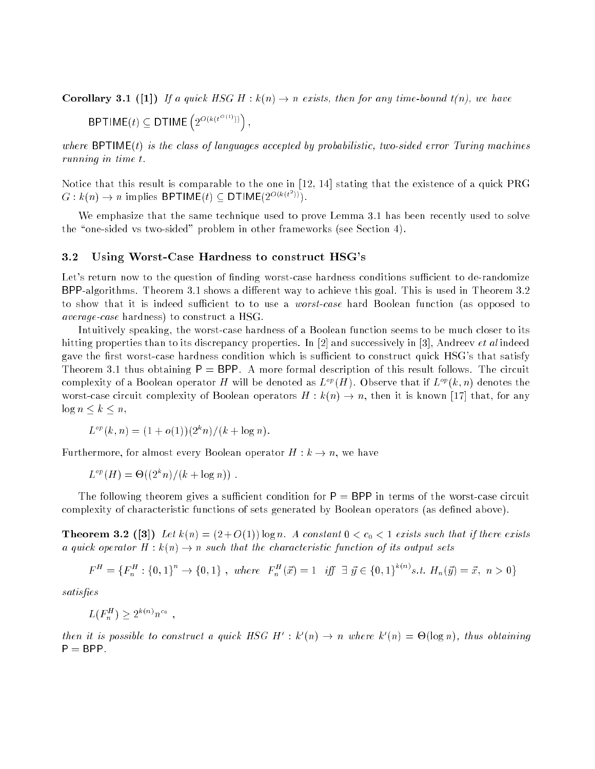**Corollary 3.1 ([1])** *If a quick HSG $H : k(n) \to n$ exists, then for any time-bound $t(n)$, we have*

$$\mathsf{BPTIME}(t) \subseteq \mathsf{DTIME}\left(2^{O(k(t^{O(1)}))}\right),$$

*where $\mathsf{BPTIME}(t)$ is the class of languages accepted by probabilistic, two-sided error Turing machines running in time $t$.*

Notice that this result is comparable to the one in [12, 14] stating that the existence of a quick PRG $G : k(n) \to n$ implies $\mathsf{BPTIME}(t) \subseteq \mathsf{DTIME}(2^{O(k(t^2))})$.

We emphasize that the same technique used to prove Lemma 3.1 has been recently used to solve the "one-sided vs two-sided" problem in other frameworks (see Section 4).

### 3.2 Using Worst-Case Hardness to construct HSG's

Let's return now to the question of finding worst-case hardness conditions sufficient to de-randomize BPP-algorithms. Theorem 3.1 shows a different way to achieve this goal. This is used in Theorem 3.2 to show that it is indeed sufficient to to use a *worst-case* hard Boolean function (as opposed to *average-case* hardness) to construct a HSG.

Intuitively speaking, the worst-case hardness of a Boolean function seems to be much closer to its hitting properties than to its discrepancy properties. In [2] and successively in [3], Andreev *et al* indeed gave the first worst-case hardness condition which is sufficient to construct quick HSG's that satisfy Theorem 3.1 thus obtaining $\mathsf{P} = \mathsf{BPP}$. A more formal description of this result follows. The circuit complexity of a Boolean operator $H$ will be denoted as $L^{op}(H)$. Observe that if $L^{op}(k, n)$ denotes the worst-case circuit complexity of Boolean operators $H : k(n) \to n$, then it is known [17] that, for any $\log n \leq k \leq n$,

$$L^{op}(k, n) = (1 + o(1))(2^k n)/(k + \log n).$$

Furthermore, for almost every Boolean operator $H : k \to n$, we have

$$L^{op}(H) = \Theta((2^k n)/(k + \log n)) \ .$$

The following theorem gives a sufficient condition for $\mathsf{P} = \mathsf{BPP}$ in terms of the worst-case circuit complexity of characteristic functions of sets generated by Boolean operators (as defined above).

**Theorem 3.2 ([3])** *Let $k(n) = (2+O(1))\log n$. A constant $0 < c_0 < 1$ exists such that if there exists a quick operator $H : k(n) \to n$ such that the characteristic function of its output sets*

$$F^H = \{F_n^H : \{0,1\}^n \to \{0,1\} \ , \ where \ \ F_n^H(\vec{x}) = 1 \ \ iff \ \ \exists \ \vec{y} \in \{0,1\}^{k(n)} s.t. \ H_n(\vec{y}) = \vec{x}, \ n > 0\}$$

*satisfies*

$$L(F_n^H) \geq 2^{k(n)} n^{c_0} \ ,$$

*then it is possible to construct a quick HSG $H' : k'(n) \to n$ where $k'(n) = \Theta(\log n)$, thus obtaining $\mathsf{P} = \mathsf{BPP}$.*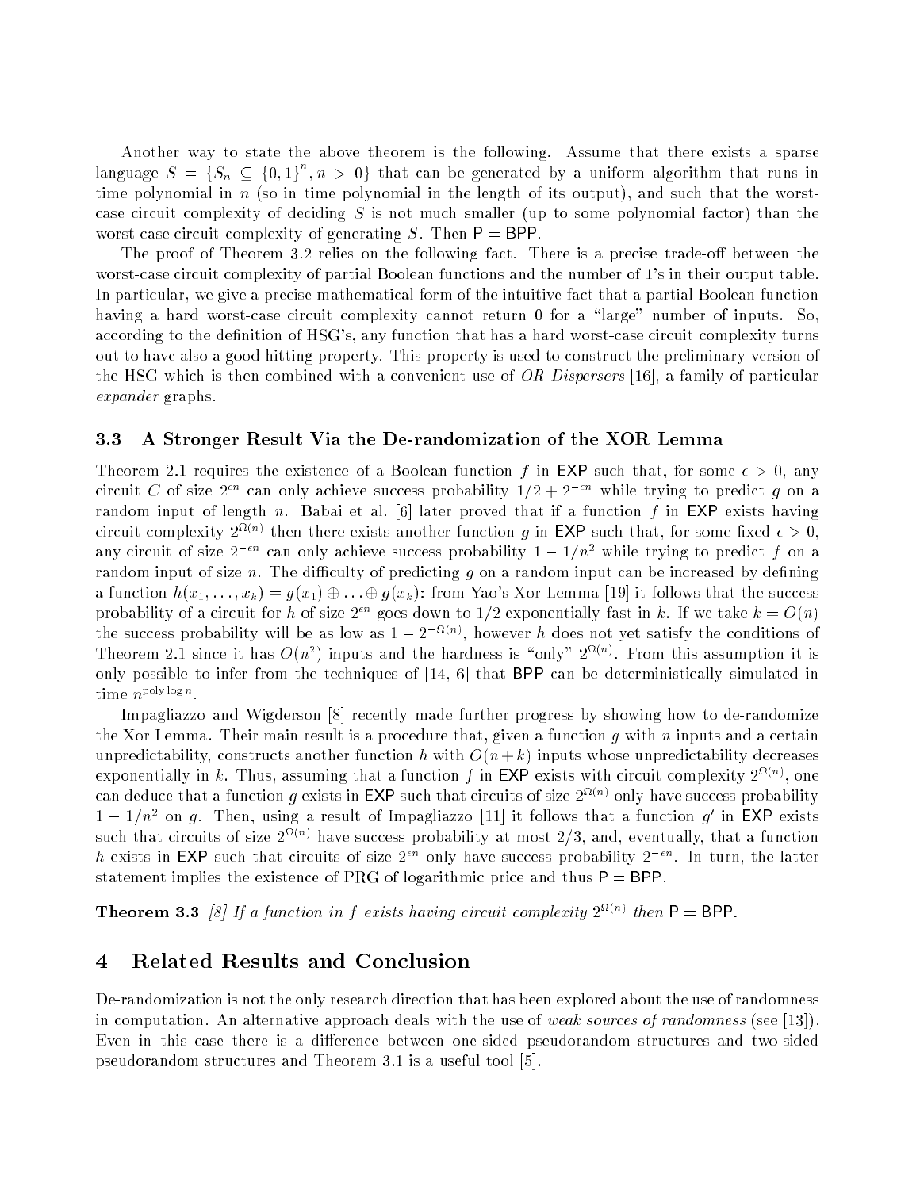Another way to state the above theorem is the following. Assume that there exists a sparse language $S = \{S_n \subseteq \{0,1\}^n, n > 0\}$ that can be generated by a uniform algorithm that runs in time polynomial in $n$ (so in time polynomial in the length of its output), and such that the worst-case circuit complexity of deciding $S$ is not much smaller (up to some polynomial factor) than the worst-case circuit complexity of generating $S$. Then $\mathsf{P} = \mathsf{BPP}$.

The proof of Theorem 3.2 relies on the following fact. There is a precise trade-off between the worst-case circuit complexity of partial Boolean functions and the number of 1's in their output table. In particular, we give a precise mathematical form of the intuitive fact that a partial Boolean function having a hard worst-case circuit complexity cannot return 0 for a "large" number of inputs. So, according to the definition of HSG's, any function that has a hard worst-case circuit complexity turns out to have also a good hitting property. This property is used to construct the preliminary version of the HSG which is then combined with a convenient use of *OR Dispersers* [16], a family of particular *expander* graphs.

### 3.3 A Stronger Result Via the De-randomization of the XOR Lemma

Theorem 2.1 requires the existence of a Boolean function $f$ in $\mathsf{EXP}$ such that, for some $\epsilon > 0$, any circuit $C$ of size $2^{\epsilon n}$ can only achieve success probability $1/2 + 2^{-\epsilon n}$ while trying to predict $g$ on a random input of length $n$. Babai et al. [6] later proved that if a function $f$ in $\mathsf{EXP}$ exists having circuit complexity $2^{\Omega(n)}$ then there exists another function $g$ in $\mathsf{EXP}$ such that, for some fixed $\epsilon > 0$, any circuit of size $2^{-\epsilon n}$ can only achieve success probability $1 - 1/n^2$ while trying to predict $f$ on a random input of size $n$. The difficulty of predicting $g$ on a random input can be increased by defining a function $h(x_1, \ldots, x_k) = g(x_1) \oplus \ldots \oplus g(x_k)$: from Yao's Xor Lemma [19] it follows that the success probability of a circuit for $h$ of size $2^{\epsilon n}$ goes down to $1/2$ exponentially fast in $k$. If we take $k = O(n)$ the success probability will be as low as $1 - 2^{-\Omega(n)}$, however $h$ does not yet satisfy the conditions of Theorem 2.1 since it has $O(n^2)$ inputs and the hardness is "only" $2^{\Omega(n)}$. From this assumption it is only possible to infer from the techniques of [14, 6] that $\mathsf{BPP}$ can be deterministically simulated in time $n^{\text{poly}\log n}$.

Impagliazzo and Wigderson [8] recently made further progress by showing how to de-randomize the Xor Lemma. Their main result is a procedure that, given a function $g$ with $n$ inputs and a certain unpredictability, constructs another function $h$ with $O(n+k)$ inputs whose unpredictability decreases exponentially in $k$. Thus, assuming that a function $f$ in $\mathsf{EXP}$ exists with circuit complexity $2^{\Omega(n)}$, one can deduce that a function $g$ exists in $\mathsf{EXP}$ such that circuits of size $2^{\Omega(n)}$ only have success probability $1 - 1/n^2$ on $g$. Then, using a result of Impagliazzo [11] it follows that a function $g'$ in $\mathsf{EXP}$ exists such that circuits of size $2^{\Omega(n)}$ have success probability at most $2/3$, and, eventually, that a function $h$ exists in $\mathsf{EXP}$ such that circuits of size $2^{\epsilon n}$ only have success probability $2^{-\epsilon n}$. In turn, the latter statement implies the existence of PRG of logarithmic price and thus $\mathsf{P} = \mathsf{BPP}$.

**Theorem 3.3** *[8] If a function in $f$ exists having circuit complexity $2^{\Omega(n)}$ then $\mathsf{P} = \mathsf{BPP}$.*

## 4 Related Results and Conclusion

De-randomization is not the only research direction that has been explored about the use of randomness in computation. An alternative approach deals with the use of *weak sources of randomness* (see [13]). Even in this case there is a difference between one-sided pseudorandom structures and two-sided pseudorandom structures and Theorem 3.1 is a useful tool [5].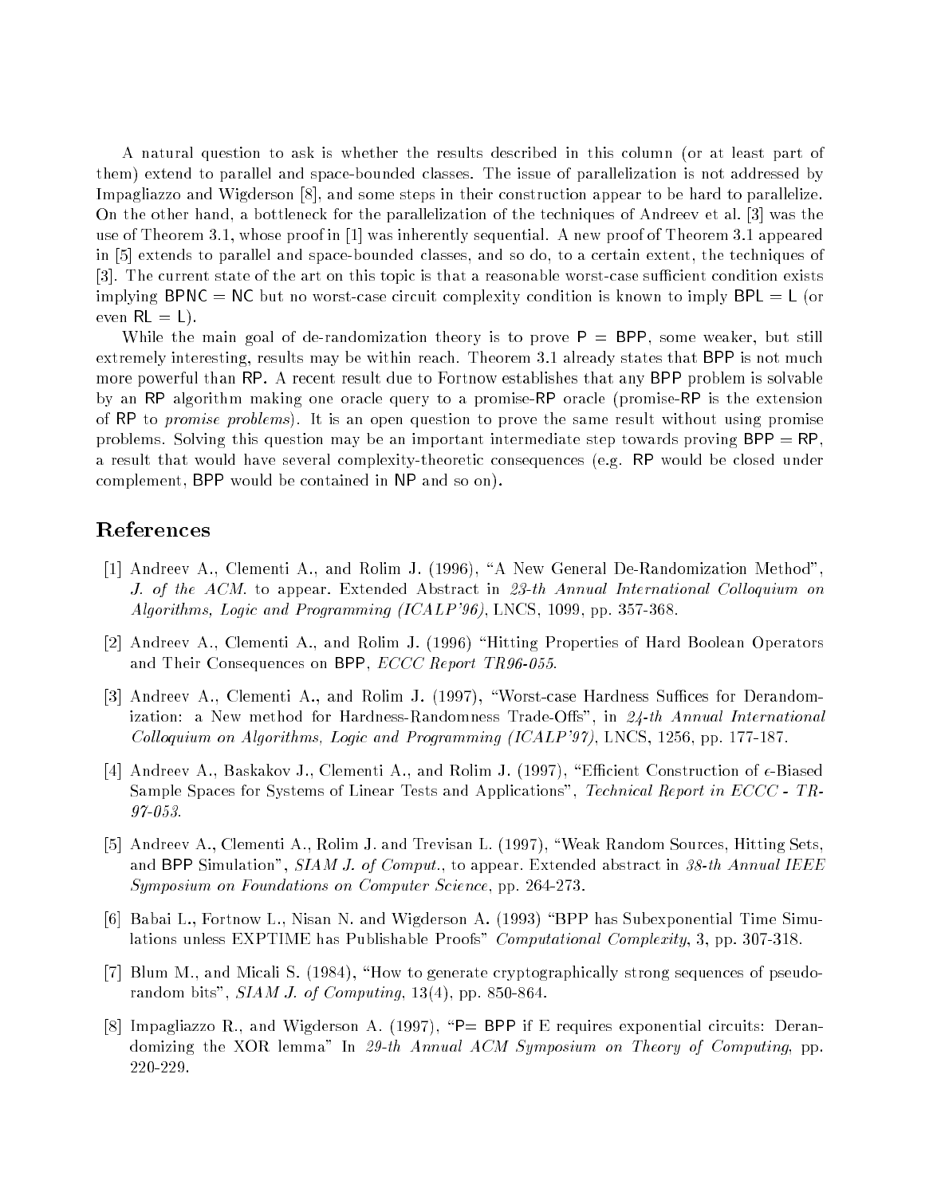A natural question to ask is whether the results described in this column (or at least part of them) extend to parallel and space-bounded classes. The issue of parallelization is not addressed by Impagliazzo and Wigderson [8], and some steps in their construction appear to be hard to parallelize. On the other hand, a bottleneck for the parallelization of the techniques of Andreev et al. [3] was the use of Theorem 3.1, whose proof in [1] was inherently sequential. A new proof of Theorem 3.1 appeared in [5] extends to parallel and space-bounded classes, and so do, to a certain extent, the techniques of [3]. The current state of the art on this topic is that a reasonable worst-case sufficient condition exists implying BPNC = NC but no worst-case circuit complexity condition is known to imply BPL = L (or even RL = L).

While the main goal of de-randomization theory is to prove P = BPP, some weaker, but still extremely interesting, results may be within reach. Theorem 3.1 already states that BPP is not much more powerful than RP. A recent result due to Fortnow establishes that any BPP problem is solvable by an RP algorithm making one oracle query to a promise-RP oracle (promise-RP is the extension of RP to *promise problems*). It is an open question to prove the same result without using promise problems. Solving this question may be an important intermediate step towards proving BPP = RP, a result that would have several complexity-theoretic consequences (e.g. RP would be closed under complement, BPP would be contained in NP and so on).

## References

[1] Andreev A., Clementi A., and Rolim J. (1996), "A New General De-Randomization Method", *J. of the ACM.* to appear. Extended Abstract in *23-th Annual International Colloquium on Algorithms, Logic and Programming (ICALP'96)*, LNCS, 1099, pp. 357-368.

[2] Andreev A., Clementi A., and Rolim J. (1996) "Hitting Properties of Hard Boolean Operators and Their Consequences on BPP, *ECCC Report TR96-055*.

[3] Andreev A., Clementi A., and Rolim J. (1997), "Worst-case Hardness Suffices for Derandomization: a New method for Hardness-Randomness Trade-Offs", in *24-th Annual International Colloquium on Algorithms, Logic and Programming (ICALP'97)*, LNCS, 1256, pp. 177-187.

[4] Andreev A., Baskakov J., Clementi A., and Rolim J. (1997), "Efficient Construction of $\epsilon$-Biased Sample Spaces for Systems of Linear Tests and Applications", *Technical Report in ECCC - TR-97-053*.

[5] Andreev A., Clementi A., Rolim J. and Trevisan L. (1997), "Weak Random Sources, Hitting Sets, and BPP Simulation", *SIAM J. of Comput.*, to appear. Extended abstract in *38-th Annual IEEE Symposium on Foundations on Computer Science*, pp. 264-273.

[6] Babai L., Fortnow L., Nisan N. and Wigderson A. (1993) "BPP has Subexponential Time Simulations unless EXPTIME has Publishable Proofs" *Computational Complexity*, 3, pp. 307-318.

[7] Blum M., and Micali S. (1984), "How to generate cryptographically strong sequences of pseudorandom bits", *SIAM J. of Computing*, 13(4), pp. 850-864.

[8] Impagliazzo R., and Wigderson A. (1997), "P= BPP if E requires exponential circuits: Derandomizing the XOR lemma" In *29-th Annual ACM Symposium on Theory of Computing*, pp. 220-229.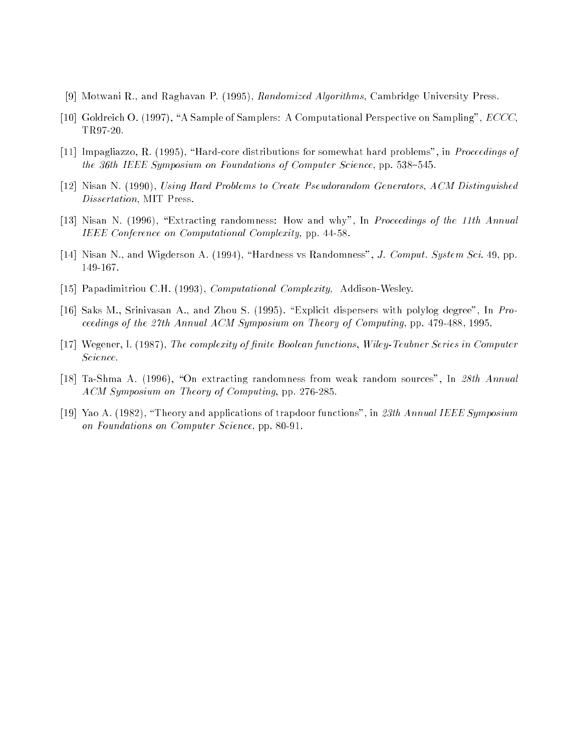[9] Motwani R., and Raghavan P. (1995), *Randomized Algorithms*, Cambridge University Press.

[10] Goldreich O. (1997), "A Sample of Samplers: A Computational Perspective on Sampling", *ECCC*, TR97-20.

[11] Impagliazzo, R. (1995), "Hard-core distributions for somewhat hard problems", in *Proceedings of the 36th IEEE Symposium on Foundations of Computer Science*, pp. 538–545.

[12] Nisan N. (1990), *Using Hard Problems to Create Pseudorandom Generators, ACM Distinguished Dissertation*, MIT Press.

[13] Nisan N. (1996), "Extracting randomness: How and why", In *Proceedings of the 11th Annual IEEE Conference on Computational Complexity*, pp. 44-58.

[14] Nisan N., and Wigderson A. (1994), "Hardness vs Randomness", *J. Comput. System Sci.* 49, pp. 149-167.

[15] Papadimitriou C.H. (1993), *Computational Complexity,* Addison-Wesley.

[16] Saks M., Srinivasan A., and Zhou S. (1995). "Explicit dispersers with polylog degree", In *Proceedings of the 27th Annual ACM Symposium on Theory of Computing*, pp. 479-488, 1995.

[17] Wegener, I. (1987), *The complexity of finite Boolean functions, Wiley-Teubner Series in Computer Science.*

[18] Ta-Shma A. (1996), "On extracting randomness from weak random sources", In *28th Annual ACM Symposium on Theory of Computing*, pp. 276-285.

[19] Yao A. (1982), "Theory and applications of trapdoor functions", in *23th Annual IEEE Symposium on Foundations on Computer Science*, pp. 80-91.